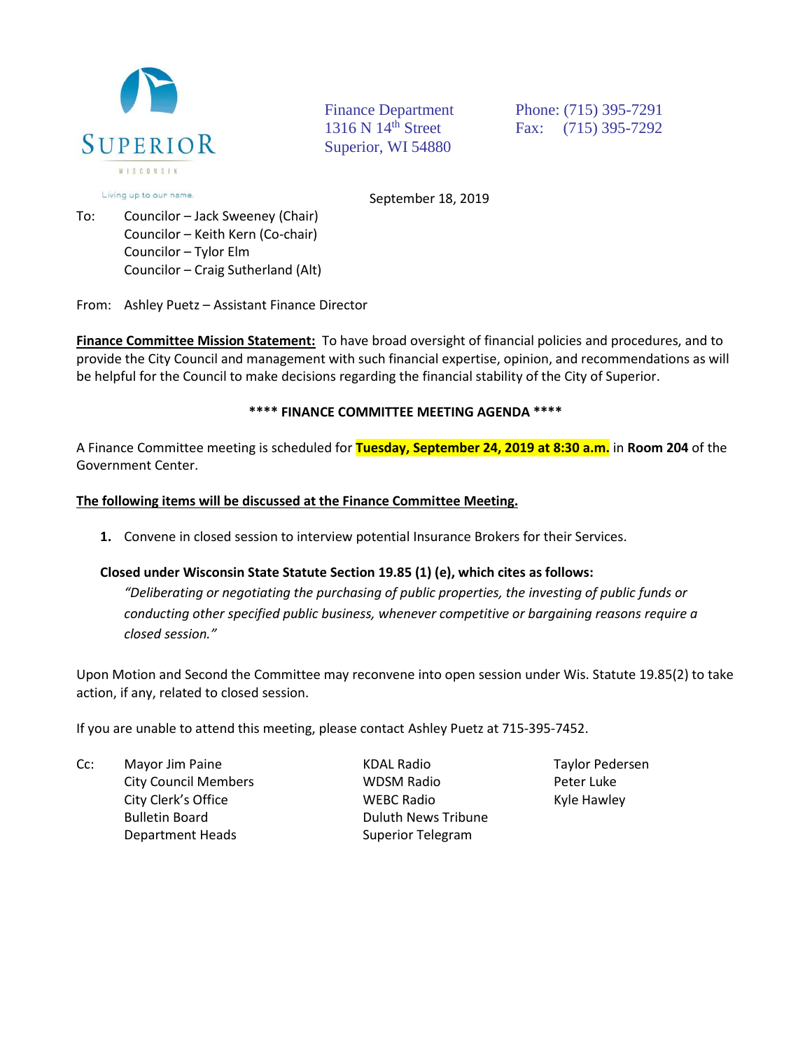SUPERIOR

WISCONSIN

Living up to our name.

Finance Department
1316 N 14th Street
Superior, WI 54880

Phone: (715) 395-7291
Fax: (715) 395-7292

September 18, 2019

To: Councilor – Jack Sweeney (Chair)
Councilor – Keith Kern (Co-chair)
Councilor – Tylor Elm
Councilor – Craig Sutherland (Alt)

From: Ashley Puetz – Assistant Finance Director

**Finance Committee Mission Statement:** To have broad oversight of financial policies and procedures, and to provide the City Council and management with such financial expertise, opinion, and recommendations as will be helpful for the Council to make decisions regarding the financial stability of the City of Superior.

**\*\*\*\* FINANCE COMMITTEE MEETING AGENDA \*\*\*\***

A Finance Committee meeting is scheduled for **Tuesday, September 24, 2019 at 8:30 a.m.** in **Room 204** of the Government Center.

**The following items will be discussed at the Finance Committee Meeting.**

1. Convene in closed session to interview potential Insurance Brokers for their Services.

**Closed under Wisconsin State Statute Section 19.85 (1) (e), which cites as follows:**

*"Deliberating or negotiating the purchasing of public properties, the investing of public funds or conducting other specified public business, whenever competitive or bargaining reasons require a closed session."*

Upon Motion and Second the Committee may reconvene into open session under Wis. Statute 19.85(2) to take action, if any, related to closed session.

If you are unable to attend this meeting, please contact Ashley Puetz at 715-395-7452.

Cc:
Mayor Jim Paine
City Council Members
City Clerk's Office
Bulletin Board
Department Heads
KDAL Radio
WDSM Radio
WEBC Radio
Duluth News Tribune
Superior Telegram
Taylor Pedersen
Peter Luke
Kyle Hawley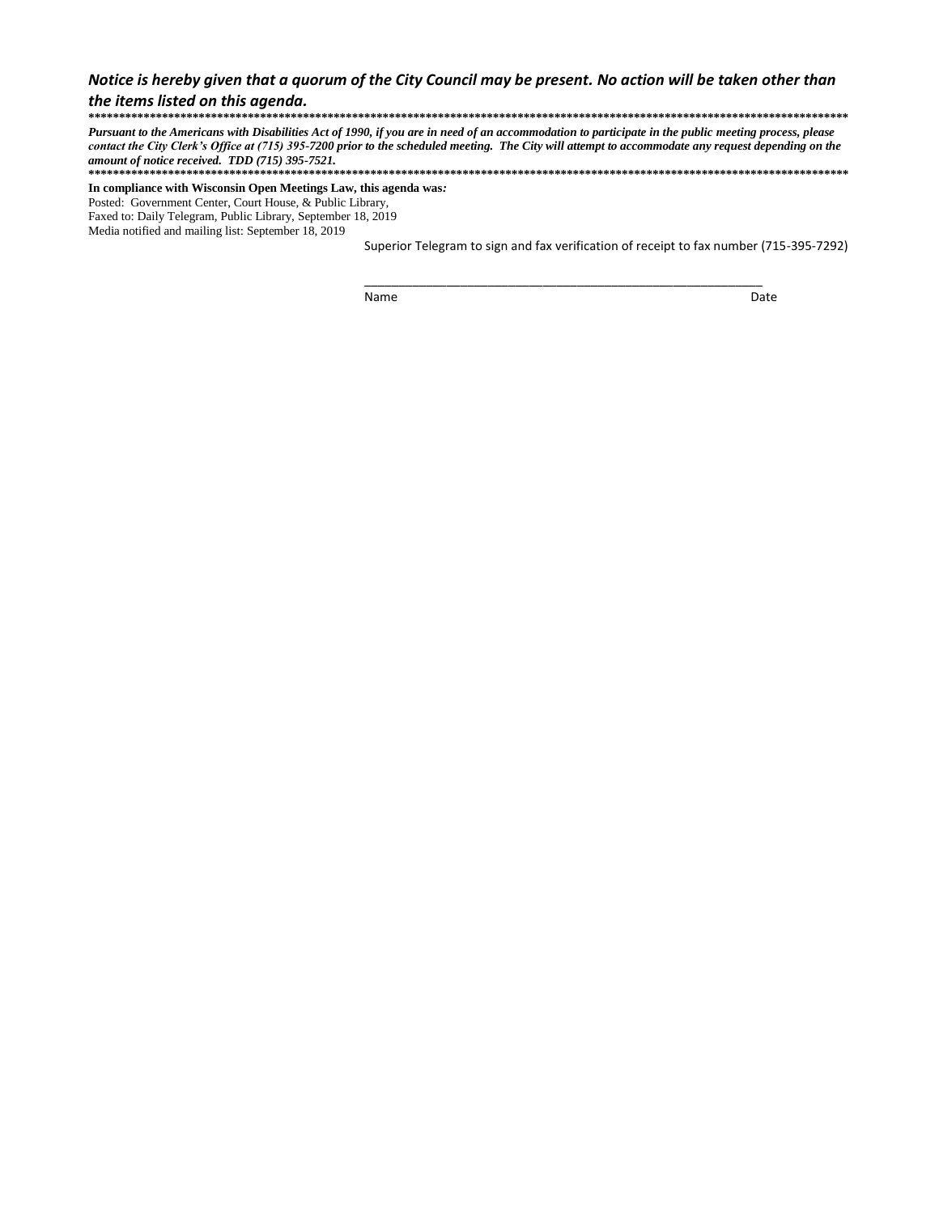***Notice is hereby given that a quorum of the City Council may be present. No action will be taken other than the items listed on this agenda.***

************************************************************************************************************************************

***Pursuant to the Americans with Disabilities Act of 1990, if you are in need of an accommodation to participate in the public meeting process, please contact the City Clerk's Office at (715) 395-7200 prior to the scheduled meeting. The City will attempt to accommodate any request depending on the amount of notice received. TDD (715) 395-7521.***

************************************************************************************************************************************

**In compliance with Wisconsin Open Meetings Law, this agenda was:**

Posted: Government Center, Court House, & Public Library,
Faxed to: Daily Telegram, Public Library, September 18, 2019
Media notified and mailing list: September 18, 2019

Superior Telegram to sign and fax verification of receipt to fax number (715-395-7292)

_____________________________________________________________

Name Date